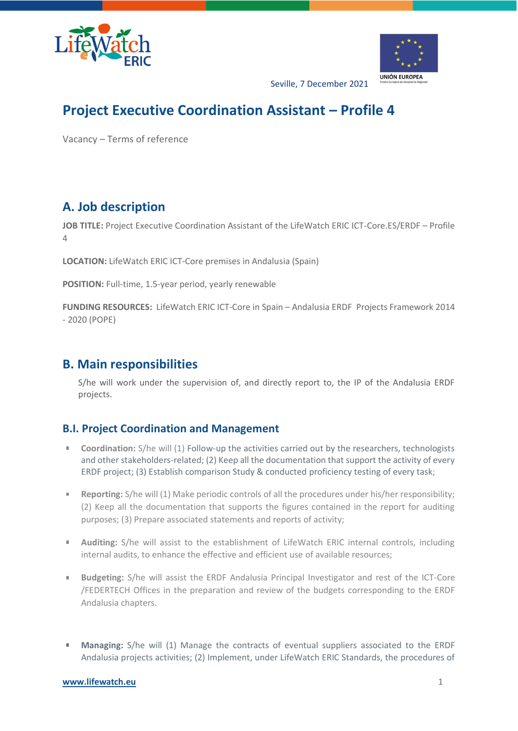Seville, 7 December 2021

# Project Executive Coordination Assistant – Profile 4

Vacancy – Terms of reference

## A. Job description

**JOB TITLE:** Project Executive Coordination Assistant of the LifeWatch ERIC ICT-Core.ES/ERDF – Profile 4

**LOCATION:** LifeWatch ERIC ICT-Core premises in Andalusia (Spain)

**POSITION:** Full-time, 1.5-year period, yearly renewable

**FUNDING RESOURCES:** LifeWatch ERIC ICT-Core in Spain – Andalusia ERDF Projects Framework 2014 - 2020 (POPE)

## B. Main responsibilities

S/he will work under the supervision of, and directly report to, the IP of the Andalusia ERDF projects.

### B.I. Project Coordination and Management

- **Coordination:** S/he will (1) Follow-up the activities carried out by the researchers, technologists and other stakeholders-related; (2) Keep all the documentation that support the activity of every ERDF project; (3) Establish comparison Study & conducted proficiency testing of every task;
- **Reporting:** S/he will (1) Make periodic controls of all the procedures under his/her responsibility; (2) Keep all the documentation that supports the figures contained in the report for auditing purposes; (3) Prepare associated statements and reports of activity;
- **Auditing:** S/he will assist to the establishment of LifeWatch ERIC internal controls, including internal audits, to enhance the effective and efficient use of available resources;
- **Budgeting:** S/he will assist the ERDF Andalusia Principal Investigator and rest of the ICT-Core /FEDERTECH Offices in the preparation and review of the budgets corresponding to the ERDF Andalusia chapters.
- **Managing:** S/he will (1) Manage the contracts of eventual suppliers associated to the ERDF Andalusia projects activities; (2) Implement, under LifeWatch ERIC Standards, the procedures of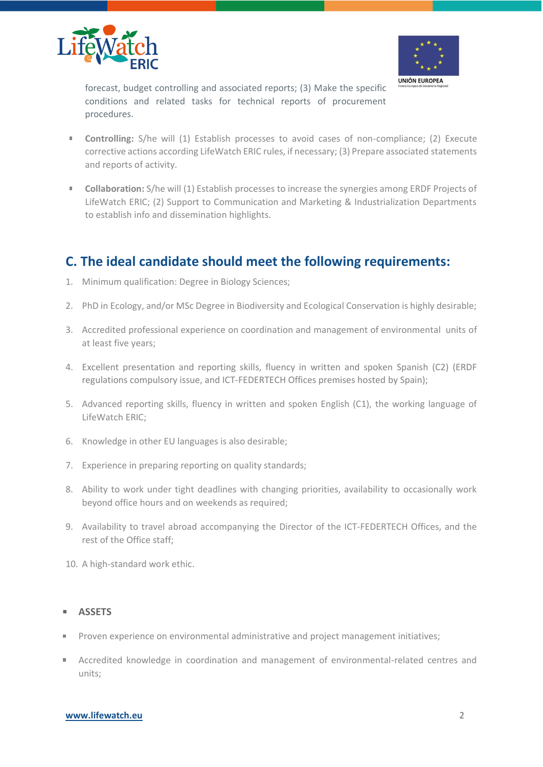forecast, budget controlling and associated reports; (3) Make the specific conditions and related tasks for technical reports of procurement procedures.

- **Controlling:** S/he will (1) Establish processes to avoid cases of non-compliance; (2) Execute corrective actions according LifeWatch ERIC rules, if necessary; (3) Prepare associated statements and reports of activity.

- **Collaboration:** S/he will (1) Establish processes to increase the synergies among ERDF Projects of LifeWatch ERIC; (2) Support to Communication and Marketing & Industrialization Departments to establish info and dissemination highlights.

## C. The ideal candidate should meet the following requirements:

1. Minimum qualification: Degree in Biology Sciences;
2. PhD in Ecology, and/or MSc Degree in Biodiversity and Ecological Conservation is highly desirable;
3. Accredited professional experience on coordination and management of environmental units of at least five years;
4. Excellent presentation and reporting skills, fluency in written and spoken Spanish (C2) (ERDF regulations compulsory issue, and ICT-FEDERTECH Offices premises hosted by Spain);
5. Advanced reporting skills, fluency in written and spoken English (C1), the working language of LifeWatch ERIC;
6. Knowledge in other EU languages is also desirable;
7. Experience in preparing reporting on quality standards;
8. Ability to work under tight deadlines with changing priorities, availability to occasionally work beyond office hours and on weekends as required;
9. Availability to travel abroad accompanying the Director of the ICT-FEDERTECH Offices, and the rest of the Office staff;
10. A high-standard work ethic.

- **ASSETS**
- Proven experience on environmental administrative and project management initiatives;
- Accredited knowledge in coordination and management of environmental-related centres and units;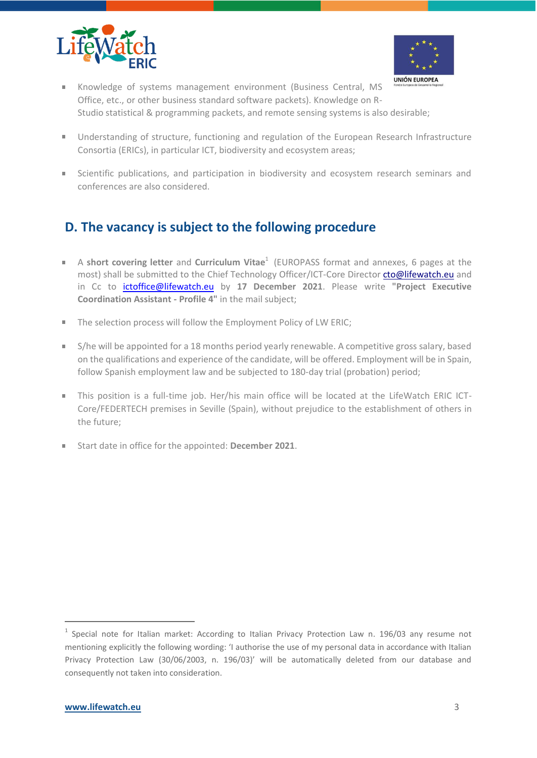- Knowledge of systems management environment (Business Central, MS Office, etc., or other business standard software packets). Knowledge on R-Studio statistical & programming packets, and remote sensing systems is also desirable;
- Understanding of structure, functioning and regulation of the European Research Infrastructure Consortia (ERICs), in particular ICT, biodiversity and ecosystem areas;
- Scientific publications, and participation in biodiversity and ecosystem research seminars and conferences are also considered.

## D. The vacancy is subject to the following procedure

- A **short covering letter** and **Curriculum Vitae**[1] (EUROPASS format and annexes, 6 pages at the most) shall be submitted to the Chief Technology Officer/ICT-Core Director cto@lifewatch.eu and in Cc to ictoffice@lifewatch.eu by **17 December 2021**. Please write **"Project Executive Coordination Assistant - Profile 4"** in the mail subject;
- The selection process will follow the Employment Policy of LW ERIC;
- S/he will be appointed for a 18 months period yearly renewable. A competitive gross salary, based on the qualifications and experience of the candidate, will be offered. Employment will be in Spain, follow Spanish employment law and be subjected to 180-day trial (probation) period;
- This position is a full-time job. Her/his main office will be located at the LifeWatch ERIC ICT-Core/FEDERTECH premises in Seville (Spain), without prejudice to the establishment of others in the future;
- Start date in office for the appointed: **December 2021**.

---

[1] Special note for Italian market: According to Italian Privacy Protection Law n. 196/03 any resume not mentioning explicitly the following wording: 'I authorise the use of my personal data in accordance with Italian Privacy Protection Law (30/06/2003, n. 196/03)' will be automatically deleted from our database and consequently not taken into consideration.